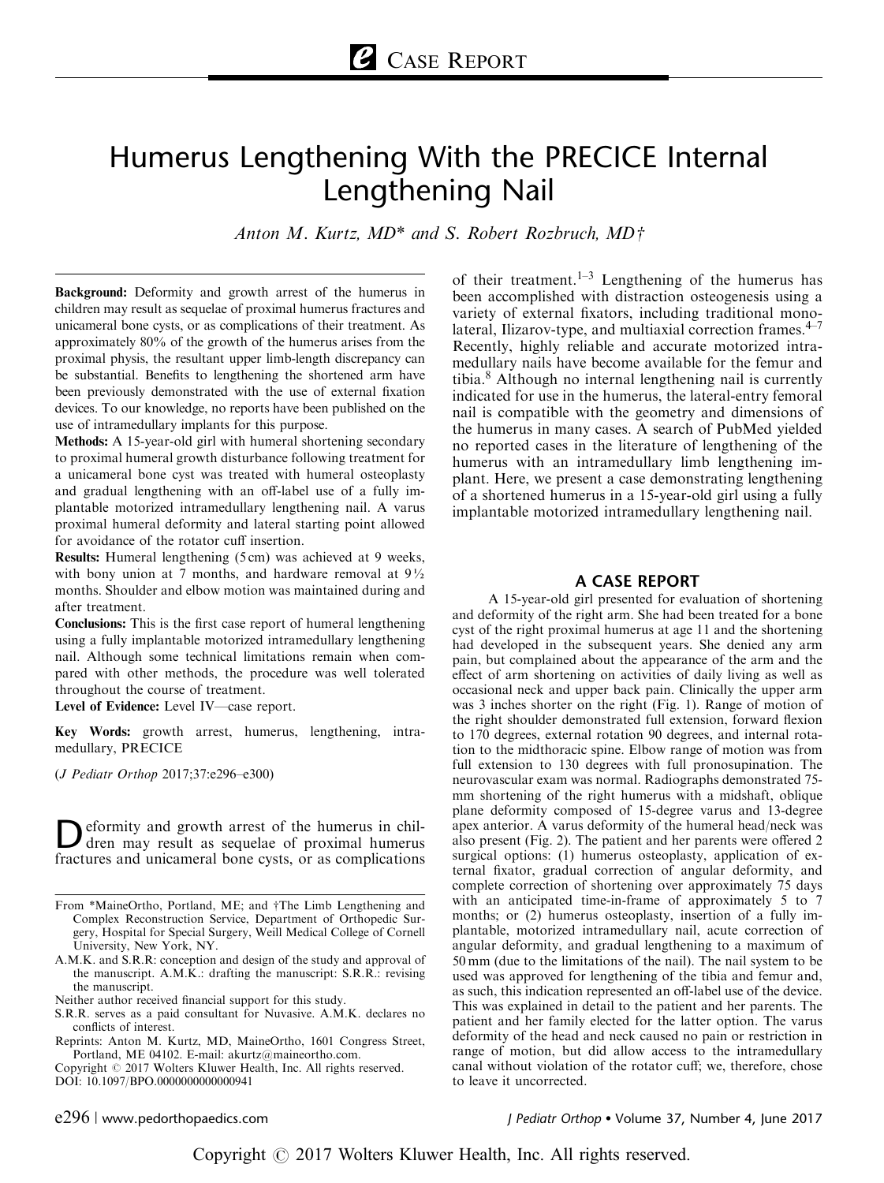# Humerus Lengthening With the PRECICE Internal Lengthening Nail

*Anton M. Kurtz, MD\* and S. Robert Rozbruch, MD†*

**Background:** Deformity and growth arrest of the humerus in children may result as sequelae of proximal humerus fractures and unicameral bone cysts, or as complications of their treatment. As approximately 80% of the growth of the humerus arises from the proximal physis, the resultant upper limb-length discrepancy can be substantial. Benefits to lengthening the shortened arm have been previously demonstrated with the use of external fixation devices. To our knowledge, no reports have been published on the use of intramedullary implants for this purpose.

**Methods:** A 15-year-old girl with humeral shortening secondary to proximal humeral growth disturbance following treatment for a unicameral bone cyst was treated with humeral osteoplasty and gradual lengthening with an off-label use of a fully implantable motorized intramedullary lengthening nail. A varus proximal humeral deformity and lateral starting point allowed for avoidance of the rotator cuff insertion.

**Results:** Humeral lengthening (5 cm) was achieved at 9 weeks, with bony union at 7 months, and hardware removal at 9½ months. Shoulder and elbow motion was maintained during and after treatment.

**Conclusions:** This is the first case report of humeral lengthening using a fully implantable motorized intramedullary lengthening nail. Although some technical limitations remain when compared with other methods, the procedure was well tolerated throughout the course of treatment.

**Level of Evidence:** Level IV—case report.

**Key Words:** growth arrest, humerus, lengthening, intramedullary, PRECICE

(*J Pediatr Orthop* 2017;37:e296–e300)

Deformity and growth arrest of the humerus in children may result as sequelae of proximal humerus fractures and unicameral bone cysts, or as complications of their treatment.[1–3] Lengthening of the humerus has been accomplished with distraction osteogenesis using a variety of external fixators, including traditional monolateral, Ilizarov-type, and multiaxial correction frames.[4–7] Recently, highly reliable and accurate motorized intramedullary nails have become available for the femur and tibia.[8] Although no internal lengthening nail is currently indicated for use in the humerus, the lateral-entry femoral nail is compatible with the geometry and dimensions of the humerus in many cases. A search of PubMed yielded no reported cases in the literature of lengthening of the humerus with an intramedullary limb lengthening implant. Here, we present a case demonstrating lengthening of a shortened humerus in a 15-year-old girl using a fully implantable motorized intramedullary lengthening nail.

## A CASE REPORT

A 15-year-old girl presented for evaluation of shortening and deformity of the right arm. She had been treated for a bone cyst of the right proximal humerus at age 11 and the shortening had developed in the subsequent years. She denied any arm pain, but complained about the appearance of the arm and the effect of arm shortening on activities of daily living as well as occasional neck and upper back pain. Clinically the upper arm was 3 inches shorter on the right (Fig. 1). Range of motion of the right shoulder demonstrated full extension, forward flexion to 170 degrees, external rotation 90 degrees, and internal rotation to the midthoracic spine. Elbow range of motion was from full extension to 130 degrees with full pronosupination. The neurovascular exam was normal. Radiographs demonstrated 75-mm shortening of the right humerus with a midshaft, oblique plane deformity composed of 15-degree varus and 13-degree apex anterior. A varus deformity of the humeral head/neck was also present (Fig. 2). The patient and her parents were offered 2 surgical options: (1) humerus osteoplasty, application of external fixator, gradual correction of angular deformity, and complete correction of shortening over approximately 75 days with an anticipated time-in-frame of approximately 5 to 7 months; or (2) humerus osteoplasty, insertion of a fully implantable, motorized intramedullary nail, acute correction of angular deformity, and gradual lengthening to a maximum of 50 mm (due to the limitations of the nail). The nail system to be used was approved for lengthening of the tibia and femur and, as such, this indication represented an off-label use of the device. This was explained in detail to the patient and her parents. The patient and her family elected for the latter option. The varus deformity of the head and neck caused no pain or restriction in range of motion, but did allow access to the intramedullary canal without violation of the rotator cuff; we, therefore, chose to leave it uncorrected.

---

From \*MaineOrtho, Portland, ME; and †The Limb Lengthening and Complex Reconstruction Service, Department of Orthopedic Surgery, Hospital for Special Surgery, Weill Medical College of Cornell University, New York, NY.

A.M.K. and S.R.R: conception and design of the study and approval of the manuscript. A.M.K.: drafting the manuscript: S.R.R.: revising the manuscript.

Neither author received financial support for this study.

S.R.R. serves as a paid consultant for Nuvasive. A.M.K. declares no conflicts of interest.

Reprints: Anton M. Kurtz, MD, MaineOrtho, 1601 Congress Street, Portland, ME 04102. E-mail: akurtz@maineortho.com.

Copyright © 2017 Wolters Kluwer Health, Inc. All rights reserved.

DOI: 10.1097/BPO.0000000000000941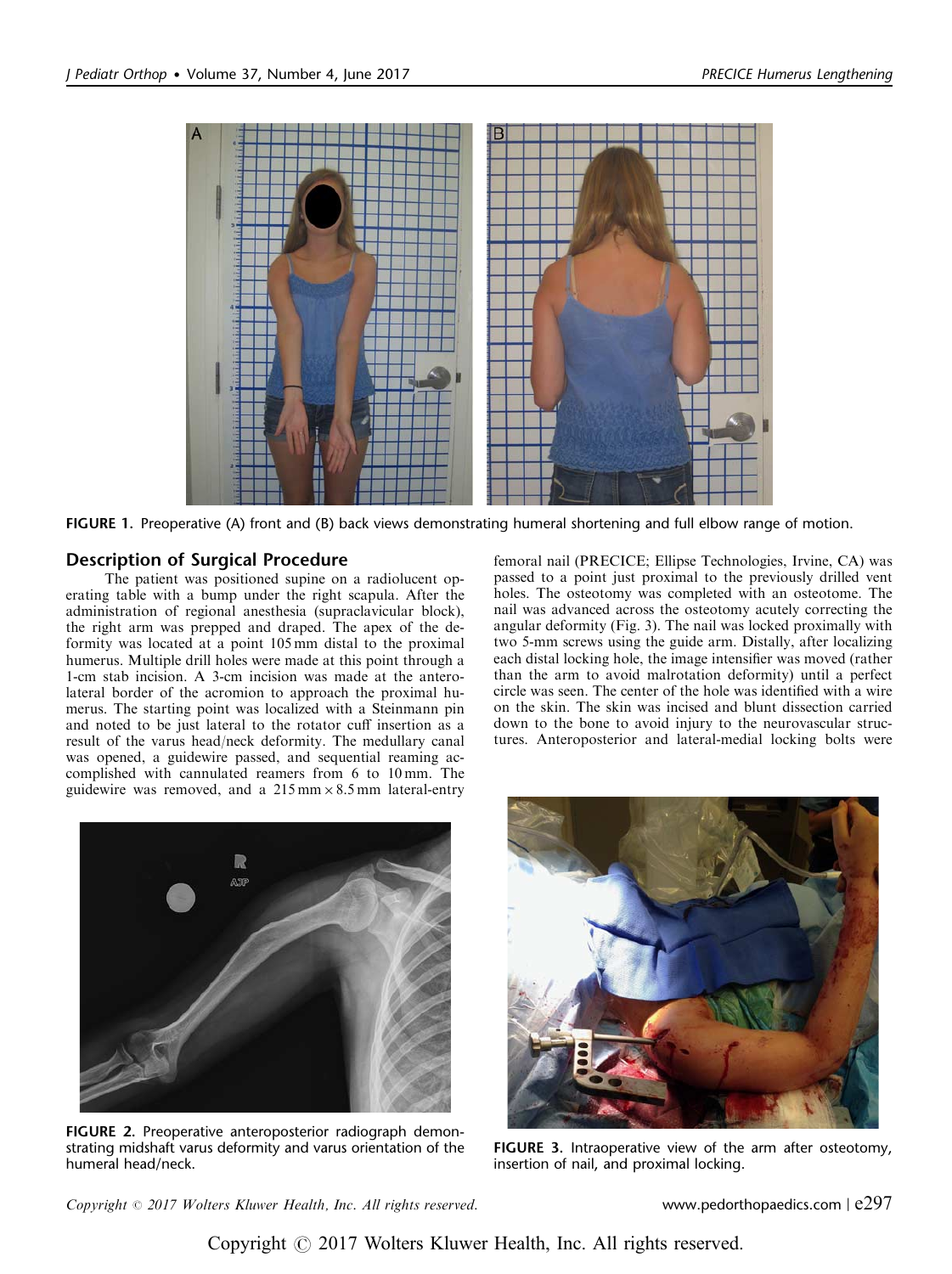FIGURE 1. Preoperative (A) front and (B) back views demonstrating humeral shortening and full elbow range of motion.

## Description of Surgical Procedure

The patient was positioned supine on a radiolucent operating table with a bump under the right scapula. After the administration of regional anesthesia (supraclavicular block), the right arm was prepped and draped. The apex of the deformity was located at a point 105 mm distal to the proximal humerus. Multiple drill holes were made at this point through a 1-cm stab incision. A 3-cm incision was made at the anterolateral border of the acromion to approach the proximal humerus. The starting point was localized with a Steinmann pin and noted to be just lateral to the rotator cuff insertion as a result of the varus head/neck deformity. The medullary canal was opened, a guidewire passed, and sequential reaming accomplished with cannulated reamers from 6 to 10 mm. The guidewire was removed, and a 215 mm × 8.5 mm lateral-entry femoral nail (PRECICE; Ellipse Technologies, Irvine, CA) was passed to a point just proximal to the previously drilled vent holes. The osteotomy was completed with an osteotome. The nail was advanced across the osteotomy acutely correcting the angular deformity (Fig. 3). The nail was locked proximally with two 5-mm screws using the guide arm. Distally, after localizing each distal locking hole, the image intensifier was moved (rather than the arm to avoid malrotation deformity) until a perfect circle was seen. The center of the hole was identified with a wire on the skin. The skin was incised and blunt dissection carried down to the bone to avoid injury to the neurovascular structures. Anteroposterior and lateral-medial locking bolts were

FIGURE 2. Preoperative anteroposterior radiograph demonstrating midshaft varus deformity and varus orientation of the humeral head/neck.

FIGURE 3. Intraoperative view of the arm after osteotomy, insertion of nail, and proximal locking.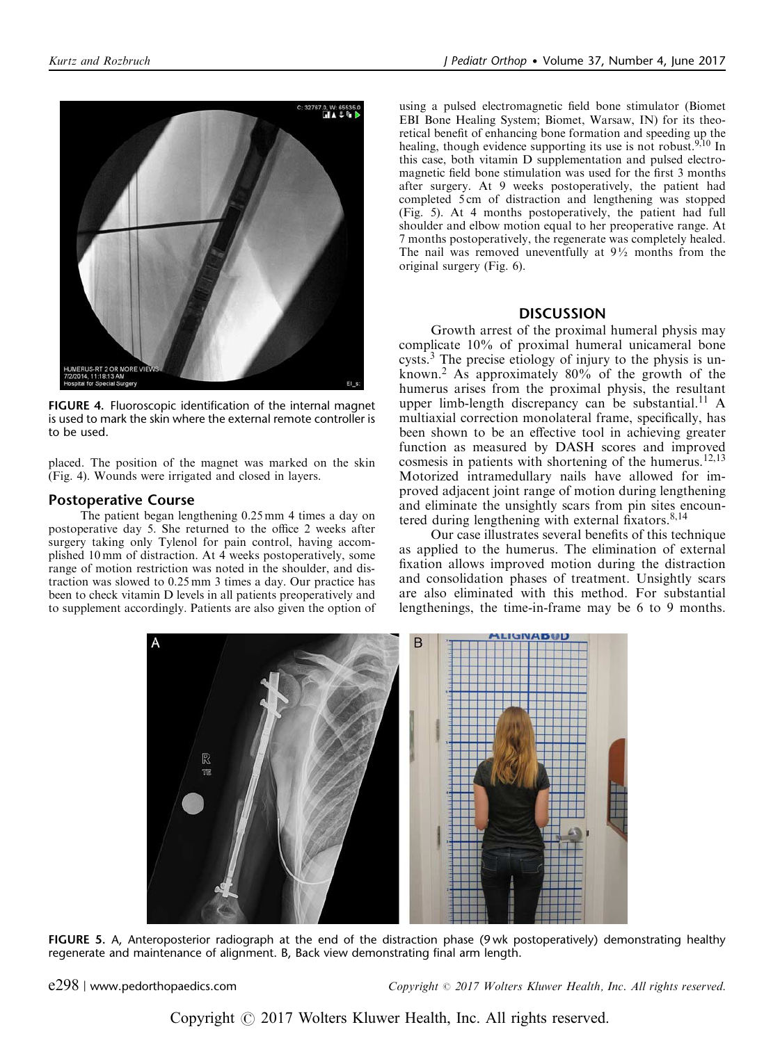FIGURE 4. Fluoroscopic identification of the internal magnet is used to mark the skin where the external remote controller is to be used.

placed. The position of the magnet was marked on the skin (Fig. 4). Wounds were irrigated and closed in layers.

### Postoperative Course

The patient began lengthening 0.25 mm 4 times a day on postoperative day 5. She returned to the office 2 weeks after surgery taking only Tylenol for pain control, having accomplished 10 mm of distraction. At 4 weeks postoperatively, some range of motion restriction was noted in the shoulder, and distraction was slowed to 0.25 mm 3 times a day. Our practice has been to check vitamin D levels in all patients preoperatively and to supplement accordingly. Patients are also given the option of using a pulsed electromagnetic field bone stimulator (Biomet EBI Bone Healing System; Biomet, Warsaw, IN) for its theoretical benefit of enhancing bone formation and speeding up the healing, though evidence supporting its use is not robust.[9,10] In this case, both vitamin D supplementation and pulsed electromagnetic field bone stimulation was used for the first 3 months after surgery. At 9 weeks postoperatively, the patient had completed 5 cm of distraction and lengthening was stopped (Fig. 5). At 4 months postoperatively, the patient had full shoulder and elbow motion equal to her preoperative range. At 7 months postoperatively, the regenerate was completely healed. The nail was removed uneventfully at 9½ months from the original surgery (Fig. 6).

## DISCUSSION

Growth arrest of the proximal humeral physis may complicate 10% of proximal humeral unicameral bone cysts.[3] The precise etiology of injury to the physis is unknown.[2] As approximately 80% of the growth of the humerus arises from the proximal physis, the resultant upper limb-length discrepancy can be substantial.[11] A multiaxial correction monolateral frame, specifically, has been shown to be an effective tool in achieving greater function as measured by DASH scores and improved cosmesis in patients with shortening of the humerus.[12,13] Motorized intramedullary nails have allowed for improved adjacent joint range of motion during lengthening and eliminate the unsightly scars from pin sites encountered during lengthening with external fixators.[8,14]

Our case illustrates several benefits of this technique as applied to the humerus. The elimination of external fixation allows improved motion during the distraction and consolidation phases of treatment. Unsightly scars are also eliminated with this method. For substantial lengthenings, the time-in-frame may be 6 to 9 months.

FIGURE 5. A, Anteroposterior radiograph at the end of the distraction phase (9 wk postoperatively) demonstrating healthy regenerate and maintenance of alignment. B, Back view demonstrating final arm length.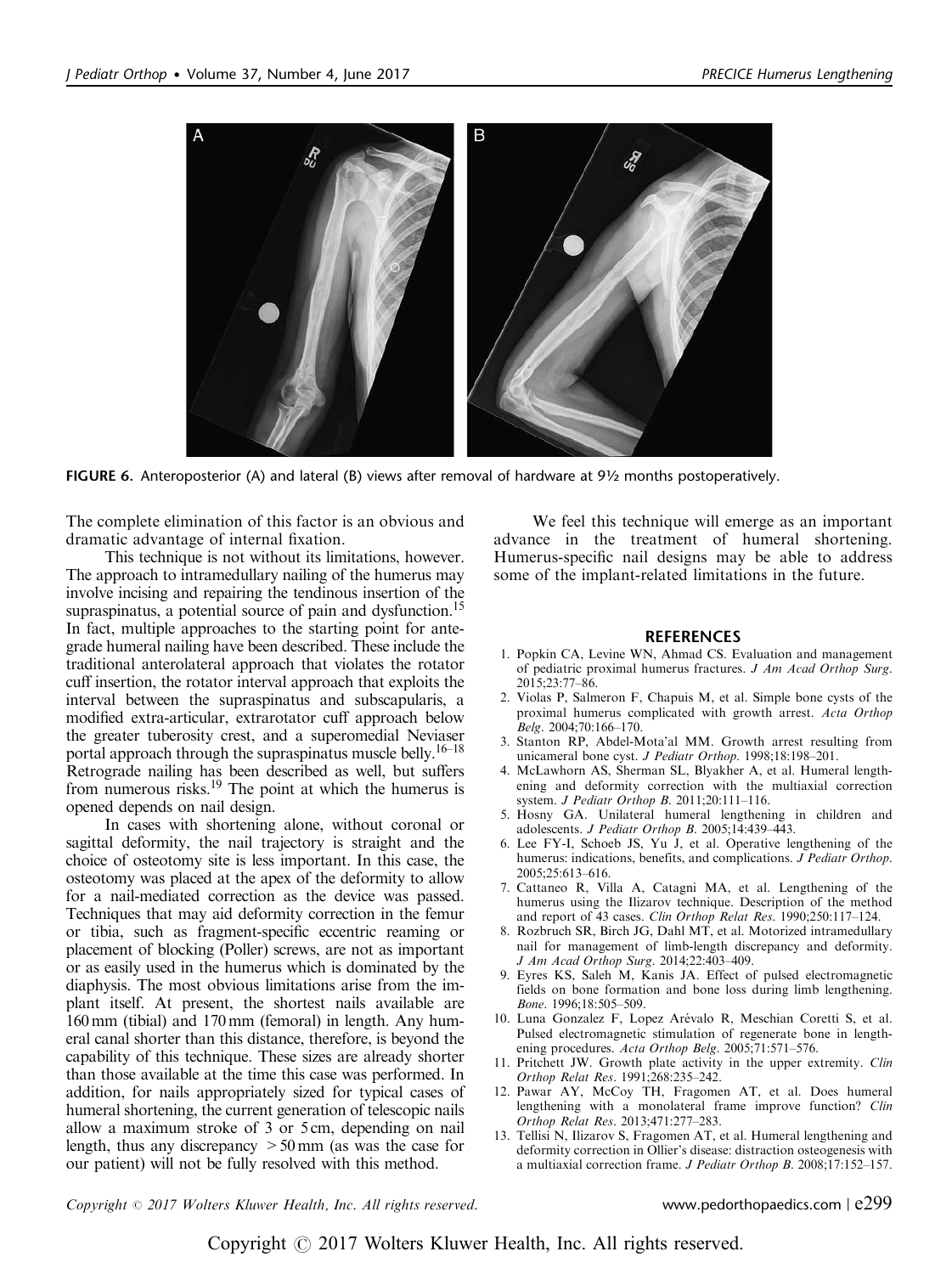FIGURE 6. Anteroposterior (A) and lateral (B) views after removal of hardware at 9½ months postoperatively.

The complete elimination of this factor is an obvious and dramatic advantage of internal fixation.

This technique is not without its limitations, however. The approach to intramedullary nailing of the humerus may involve incising and repairing the tendinous insertion of the supraspinatus, a potential source of pain and dysfunction.[15] In fact, multiple approaches to the starting point for antegrade humeral nailing have been described. These include the traditional anterolateral approach that violates the rotator cuff insertion, the rotator interval approach that exploits the interval between the supraspinatus and subscapularis, a modified extra-articular, extrarotator cuff approach below the greater tuberosity crest, and a superomedial Neviaser portal approach through the supraspinatus muscle belly.[16–18] Retrograde nailing has been described as well, but suffers from numerous risks.[19] The point at which the humerus is opened depends on nail design.

In cases with shortening alone, without coronal or sagittal deformity, the nail trajectory is straight and the choice of osteotomy site is less important. In this case, the osteotomy was placed at the apex of the deformity to allow for a nail-mediated correction as the device was passed. Techniques that may aid deformity correction in the femur or tibia, such as fragment-specific eccentric reaming or placement of blocking (Poller) screws, are not as important or as easily used in the humerus which is dominated by the diaphysis. The most obvious limitations arise from the implant itself. At present, the shortest nails available are 160 mm (tibial) and 170 mm (femoral) in length. Any humeral canal shorter than this distance, therefore, is beyond the capability of this technique. These sizes are already shorter than those available at the time this case was performed. In addition, for nails appropriately sized for typical cases of humeral shortening, the current generation of telescopic nails allow a maximum stroke of 3 or 5 cm, depending on nail length, thus any discrepancy > 50 mm (as was the case for our patient) will not be fully resolved with this method.

We feel this technique will emerge as an important advance in the treatment of humeral shortening. Humerus-specific nail designs may be able to address some of the implant-related limitations in the future.

## REFERENCES

1. Popkin CA, Levine WN, Ahmad CS. Evaluation and management of pediatric proximal humerus fractures. *J Am Acad Orthop Surg*. 2015;23:77–86.
2. Violas P, Salmeron F, Chapuis M, et al. Simple bone cysts of the proximal humerus complicated with growth arrest. *Acta Orthop Belg*. 2004;70:166–170.
3. Stanton RP, Abdel-Mota'al MM. Growth arrest resulting from unicameral bone cyst. *J Pediatr Orthop*. 1998;18:198–201.
4. McLawhorn AS, Sherman SL, Blyakher A, et al. Humeral lengthening and deformity correction with the multiaxial correction system. *J Pediatr Orthop B*. 2011;20:111–116.
5. Hosny GA. Unilateral humeral lengthening in children and adolescents. *J Pediatr Orthop B*. 2005;14:439–443.
6. Lee FY-I, Schoeb JS, Yu J, et al. Operative lengthening of the humerus: indications, benefits, and complications. *J Pediatr Orthop*. 2005;25:613–616.
7. Cattaneo R, Villa A, Catagni MA, et al. Lengthening of the humerus using the Ilizarov technique. Description of the method and report of 43 cases. *Clin Orthop Relat Res*. 1990;250:117–124.
8. Rozbruch SR, Birch JG, Dahl MT, et al. Motorized intramedullary nail for management of limb-length discrepancy and deformity. *J Am Acad Orthop Surg*. 2014;22:403–409.
9. Eyres KS, Saleh M, Kanis JA. Effect of pulsed electromagnetic fields on bone formation and bone loss during limb lengthening. *Bone*. 1996;18:505–509.
10. Luna Gonzalez F, Lopez Arévalo R, Meschian Coretti S, et al. Pulsed electromagnetic stimulation of regenerate bone in lengthening procedures. *Acta Orthop Belg*. 2005;71:571–576.
11. Pritchett JW. Growth plate activity in the upper extremity. *Clin Orthop Relat Res*. 1991;268:235–242.
12. Pawar AY, McCoy TH, Fragomen AT, et al. Does humeral lengthening with a monolateral frame improve function? *Clin Orthop Relat Res*. 2013;471:277–283.
13. Tellisi N, Ilizarov S, Fragomen AT, et al. Humeral lengthening and deformity correction in Ollier's disease: distraction osteogenesis with a multiaxial correction frame. *J Pediatr Orthop B*. 2008;17:152–157.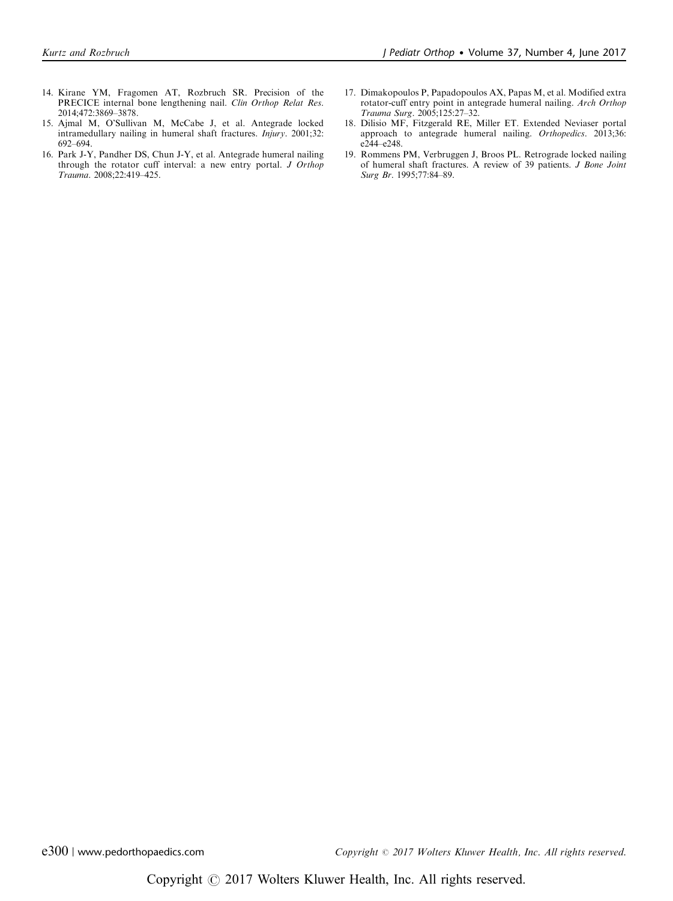14. Kirane YM, Fragomen AT, Rozbruch SR. Precision of the PRECICE internal bone lengthening nail. *Clin Orthop Relat Res*. 2014;472:3869–3878.
15. Ajmal M, O'Sullivan M, McCabe J, et al. Antegrade locked intramedullary nailing in humeral shaft fractures. *Injury*. 2001;32: 692–694.
16. Park J-Y, Pandher DS, Chun J-Y, et al. Antegrade humeral nailing through the rotator cuff interval: a new entry portal. *J Orthop Trauma*. 2008;22:419–425.
17. Dimakopoulos P, Papadopoulos AX, Papas M, et al. Modified extra rotator-cuff entry point in antegrade humeral nailing. *Arch Orthop Trauma Surg*. 2005;125:27–32.
18. Dilisio MF, Fitzgerald RE, Miller ET. Extended Neviaser portal approach to antegrade humeral nailing. *Orthopedics*. 2013;36: e244–e248.
19. Rommens PM, Verbruggen J, Broos PL. Retrograde locked nailing of humeral shaft fractures. A review of 39 patients. *J Bone Joint Surg Br*. 1995;77:84–89.